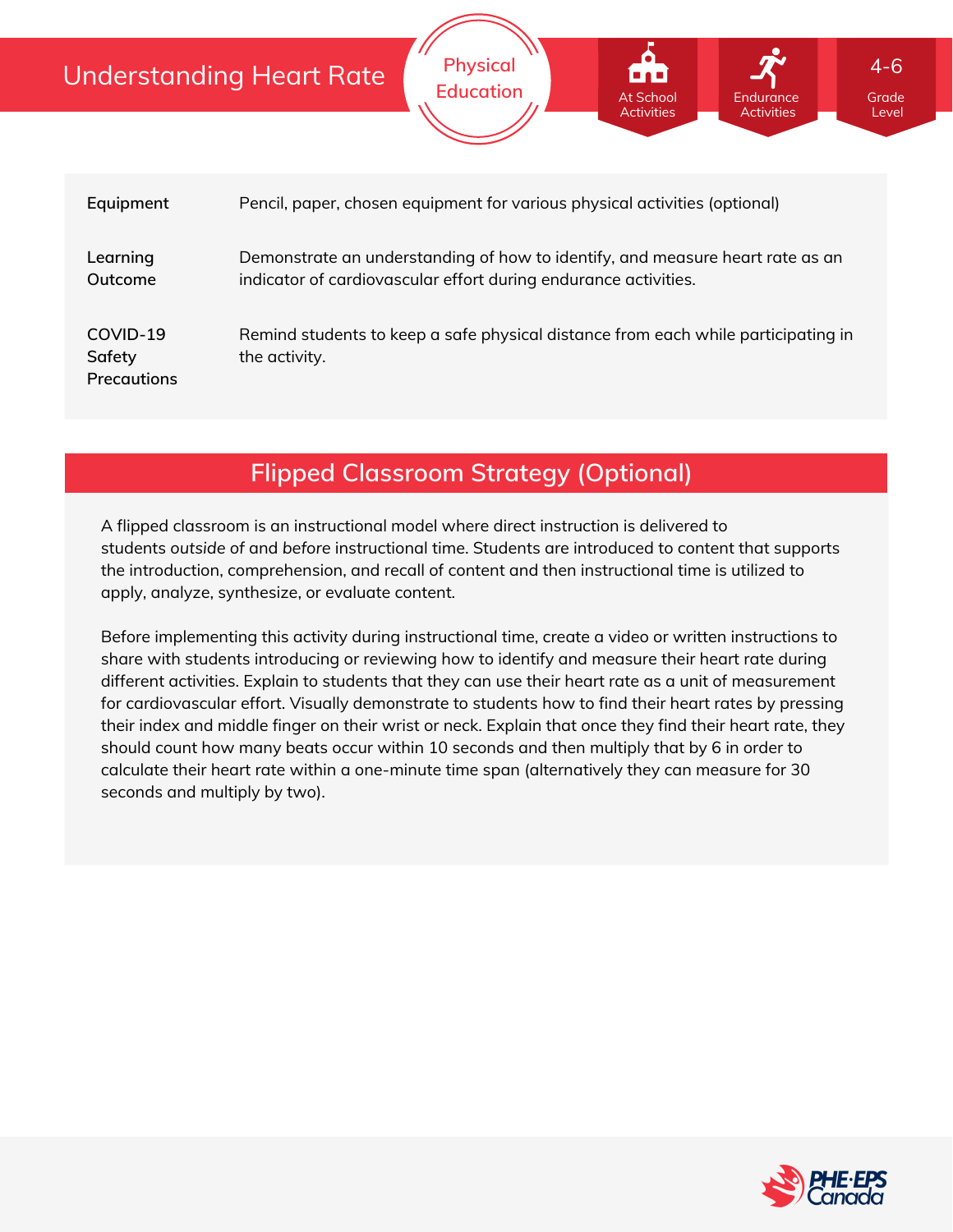# Understanding Heart Rate

Physical Education

At School Activities | Endurance Activities | 4-6 Grade Level

| | |
|---|---|
| **Equipment** | Pencil, paper, chosen equipment for various physical activities (optional) |
| **Learning Outcome** | Demonstrate an understanding of how to identify, and measure heart rate as an indicator of cardiovascular effort during endurance activities. |
| **COVID-19 Safety Precautions** | Remind students to keep a safe physical distance from each while participating in the activity. |

## Flipped Classroom Strategy (Optional)

A flipped classroom is an instructional model where direct instruction is delivered to students *outside* of and *before* instructional time. Students are introduced to content that supports the introduction, comprehension, and recall of content and then instructional time is utilized to apply, analyze, synthesize, or evaluate content.

Before implementing this activity during instructional time, create a video or written instructions to share with students introducing or reviewing how to identify and measure their heart rate during different activities. Explain to students that they can use their heart rate as a unit of measurement for cardiovascular effort. Visually demonstrate to students how to find their heart rates by pressing their index and middle finger on their wrist or neck. Explain that once they find their heart rate, they should count how many beats occur within 10 seconds and then multiply that by 6 in order to calculate their heart rate within a one-minute time span (alternatively they can measure for 30 seconds and multiply by two).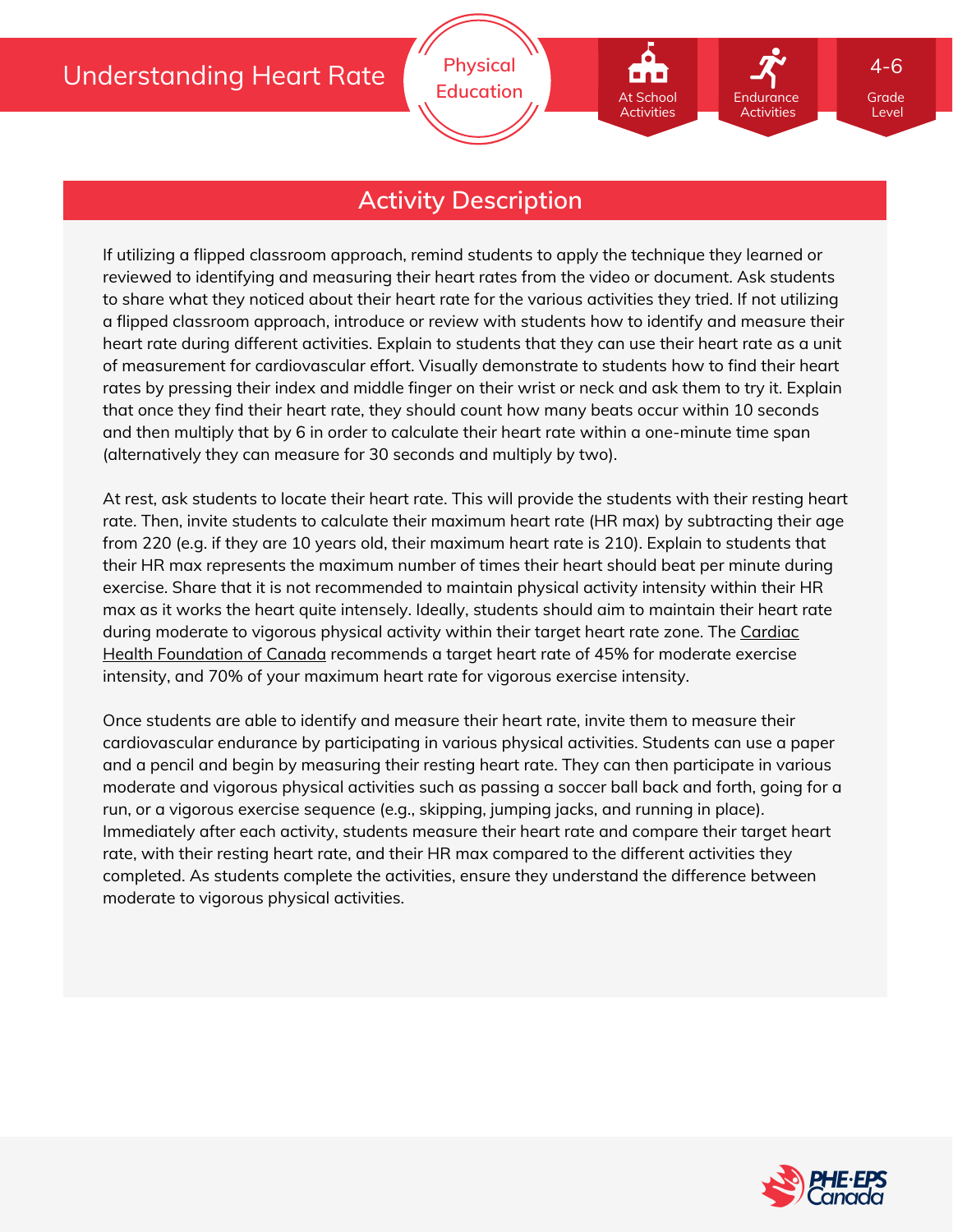## Activity Description

If utilizing a flipped classroom approach, remind students to apply the technique they learned or reviewed to identifying and measuring their heart rates from the video or document. Ask students to share what they noticed about their heart rate for the various activities they tried. If not utilizing a flipped classroom approach, introduce or review with students how to identify and measure their heart rate during different activities. Explain to students that they can use their heart rate as a unit of measurement for cardiovascular effort. Visually demonstrate to students how to find their heart rates by pressing their index and middle finger on their wrist or neck and ask them to try it. Explain that once they find their heart rate, they should count how many beats occur within 10 seconds and then multiply that by 6 in order to calculate their heart rate within a one-minute time span (alternatively they can measure for 30 seconds and multiply by two).

At rest, ask students to locate their heart rate. This will provide the students with their resting heart rate. Then, invite students to calculate their maximum heart rate (HR max) by subtracting their age from 220 (e.g. if they are 10 years old, their maximum heart rate is 210). Explain to students that their HR max represents the maximum number of times their heart should beat per minute during exercise. Share that it is not recommended to maintain physical activity intensity within their HR max as it works the heart quite intensely. Ideally, students should aim to maintain their heart rate during moderate to vigorous physical activity within their target heart rate zone. The Cardiac Health Foundation of Canada recommends a target heart rate of 45% for moderate exercise intensity, and 70% of your maximum heart rate for vigorous exercise intensity.

Once students are able to identify and measure their heart rate, invite them to measure their cardiovascular endurance by participating in various physical activities. Students can use a paper and a pencil and begin by measuring their resting heart rate. They can then participate in various moderate and vigorous physical activities such as passing a soccer ball back and forth, going for a run, or a vigorous exercise sequence (e.g., skipping, jumping jacks, and running in place). Immediately after each activity, students measure their heart rate and compare their target heart rate, with their resting heart rate, and their HR max compared to the different activities they completed. As students complete the activities, ensure they understand the difference between moderate to vigorous physical activities.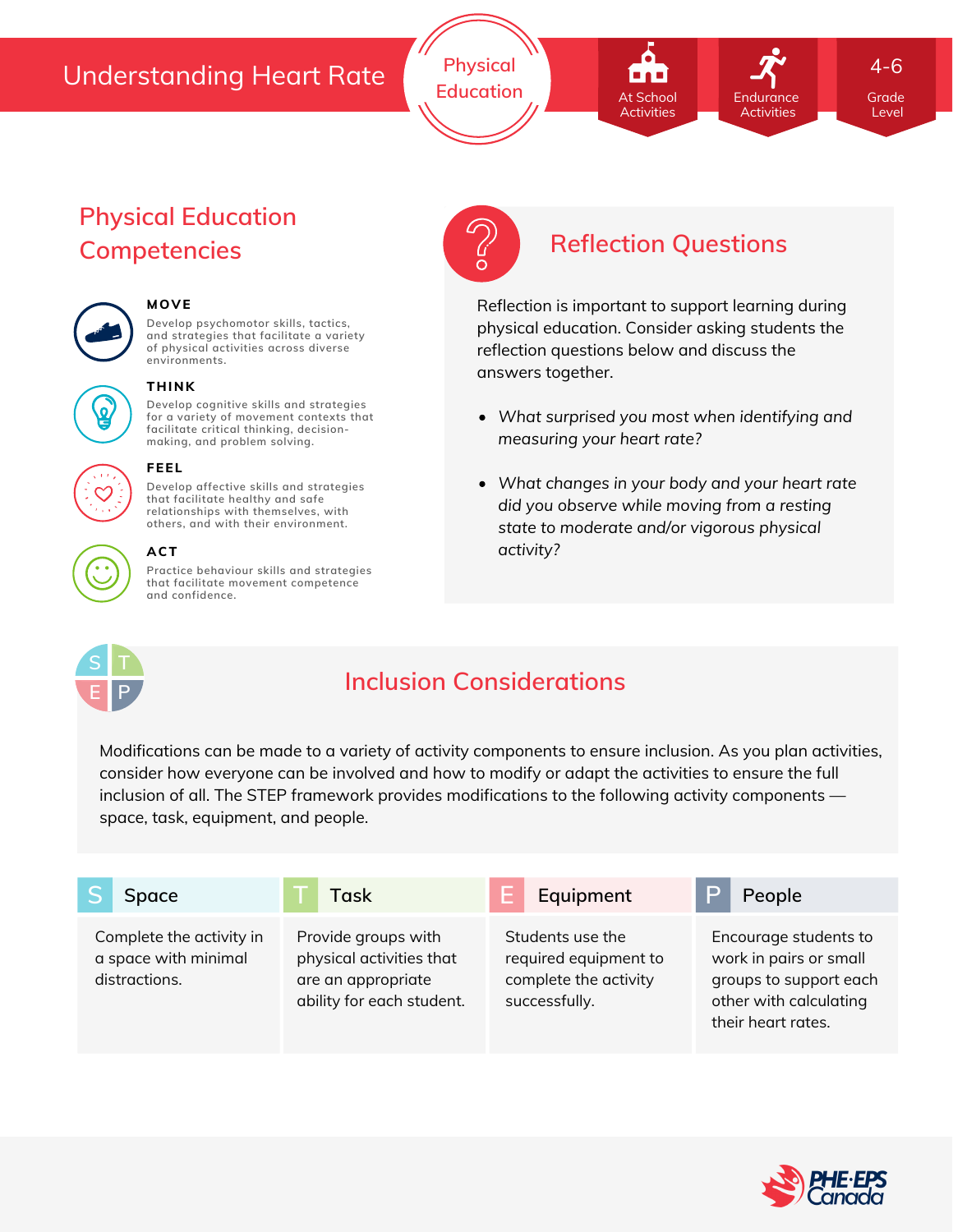# Understanding Heart Rate

Physical Education

At School Activities | Endurance Activities | 4-6 Grade Level

## Physical Education Competencies

**MOVE**

Develop psychomotor skills, tactics, and strategies that facilitate a variety of physical activities across diverse environments.

**THINK**

Develop cognitive skills and strategies for a variety of movement contexts that facilitate critical thinking, decision-making, and problem solving.

**FEEL**

Develop affective skills and strategies that facilitate healthy and safe relationships with themselves, with others, and with their environment.

**ACT**

Practice behaviour skills and strategies that facilitate movement competence and confidence.

## Reflection Questions

Reflection is important to support learning during physical education. Consider asking students the reflection questions below and discuss the answers together.

- *What surprised you most when identifying and measuring your heart rate?*
- *What changes in your body and your heart rate did you observe while moving from a resting state to moderate and/or vigorous physical activity?*

## Inclusion Considerations

Modifications can be made to a variety of activity components to ensure inclusion. As you plan activities, consider how everyone can be involved and how to modify or adapt the activities to ensure the full inclusion of all. The STEP framework provides modifications to the following activity components — space, task, equipment, and people.

| S Space | T Task | E Equipment | P People |
|---|---|---|---|
| Complete the activity in a space with minimal distractions. | Provide groups with physical activities that are an appropriate ability for each student. | Students use the required equipment to complete the activity successfully. | Encourage students to work in pairs or small groups to support each other with calculating their heart rates. |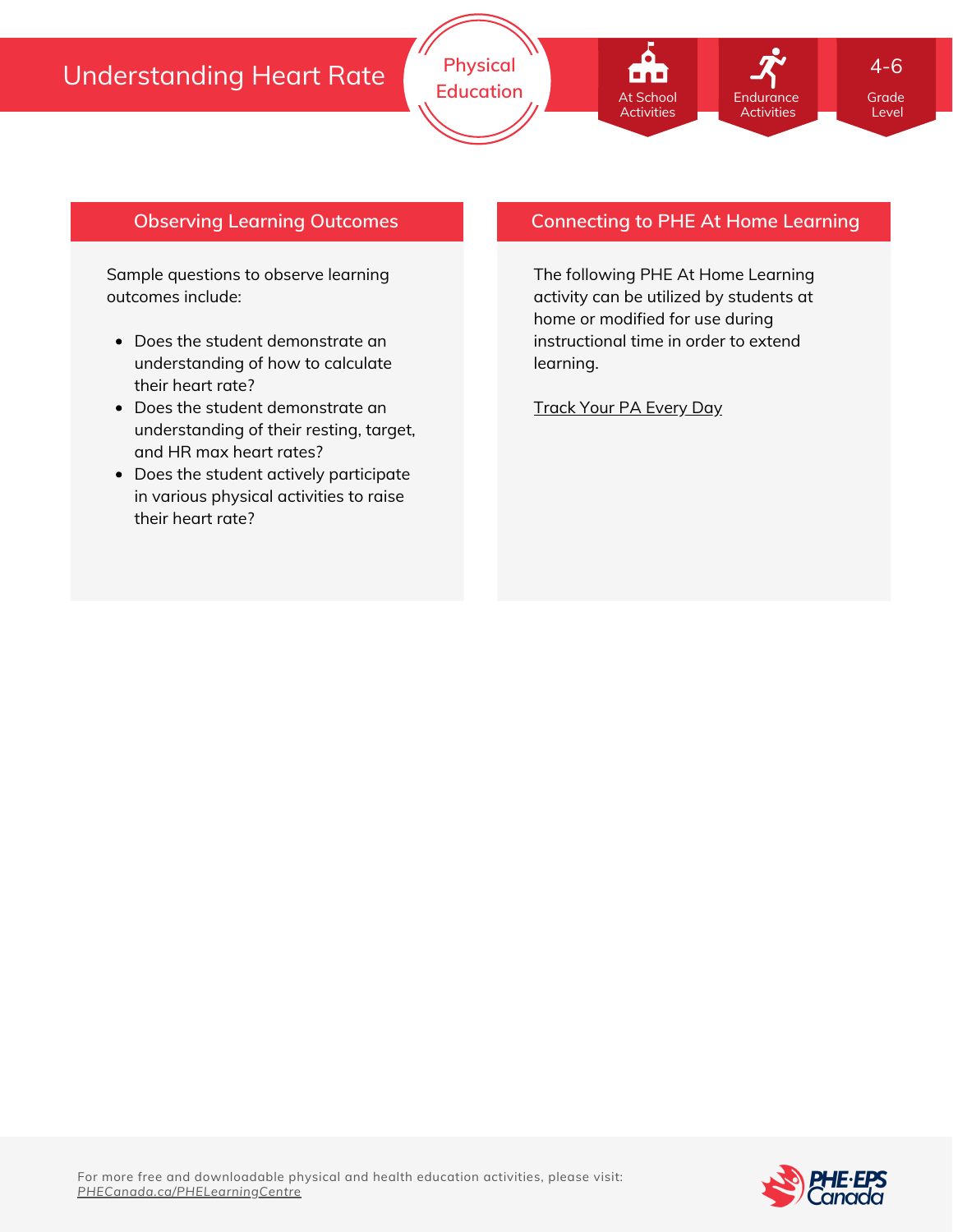## Observing Learning Outcomes

Sample questions to observe learning outcomes include:

- Does the student demonstrate an understanding of how to calculate their heart rate?
- Does the student demonstrate an understanding of their resting, target, and HR max heart rates?
- Does the student actively participate in various physical activities to raise their heart rate?

## Connecting to PHE At Home Learning

The following PHE At Home Learning activity can be utilized by students at home or modified for use during instructional time in order to extend learning.

Track Your PA Every Day